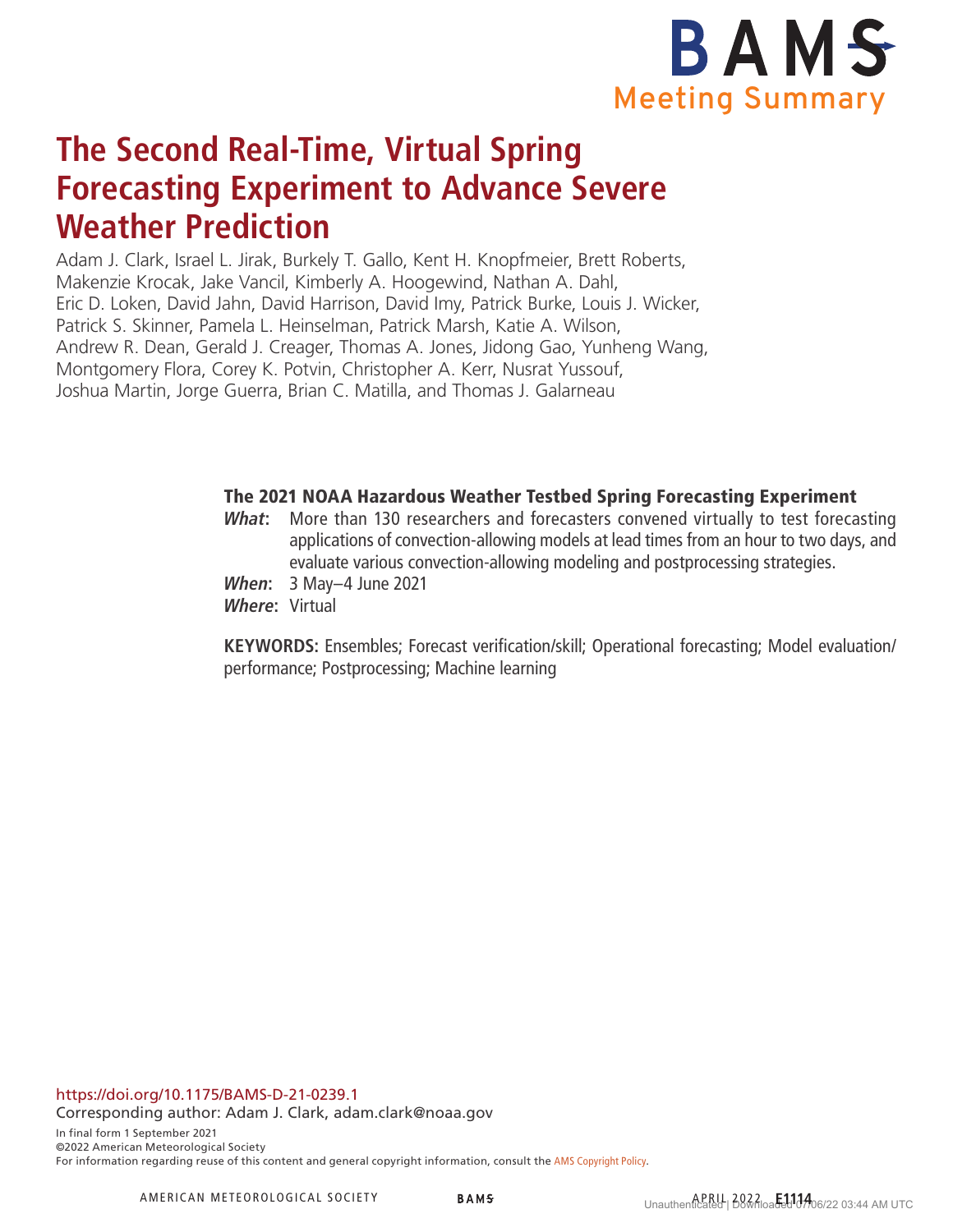BAMS Meeting Summary

# The Second Real-Time, Virtual Spring Forecasting Experiment to Advance Severe Weather Prediction

Adam J. Clark, Israel L. Jirak, Burkely T. Gallo, Kent H. Knopfmeier, Brett Roberts, Makenzie Krocak, Jake Vancil, Kimberly A. Hoogewind, Nathan A. Dahl, Eric D. Loken, David Jahn, David Harrison, David Imy, Patrick Burke, Louis J. Wicker, Patrick S. Skinner, Pamela L. Heinselman, Patrick Marsh, Katie A. Wilson, Andrew R. Dean, Gerald J. Creager, Thomas A. Jones, Jidong Gao, Yunheng Wang, Montgomery Flora, Corey K. Potvin, Christopher A. Kerr, Nusrat Yussouf, Joshua Martin, Jorge Guerra, Brian C. Matilla, and Thomas J. Galarneau

### The 2021 NOAA Hazardous Weather Testbed Spring Forecasting Experiment

***What*:** More than 130 researchers and forecasters convened virtually to test forecasting applications of convection-allowing models at lead times from an hour to two days, and evaluate various convection-allowing modeling and postprocessing strategies.

***When*:** 3 May–4 June 2021

***Where*:** Virtual

**KEYWORDS:** Ensembles; Forecast verification/skill; Operational forecasting; Model evaluation/performance; Postprocessing; Machine learning

https://doi.org/10.1175/BAMS-D-21-0239.1

Corresponding author: Adam J. Clark, adam.clark@noaa.gov

In final form 1 September 2021

©2022 American Meteorological Society

For information regarding reuse of this content and general copyright information, consult the AMS Copyright Policy.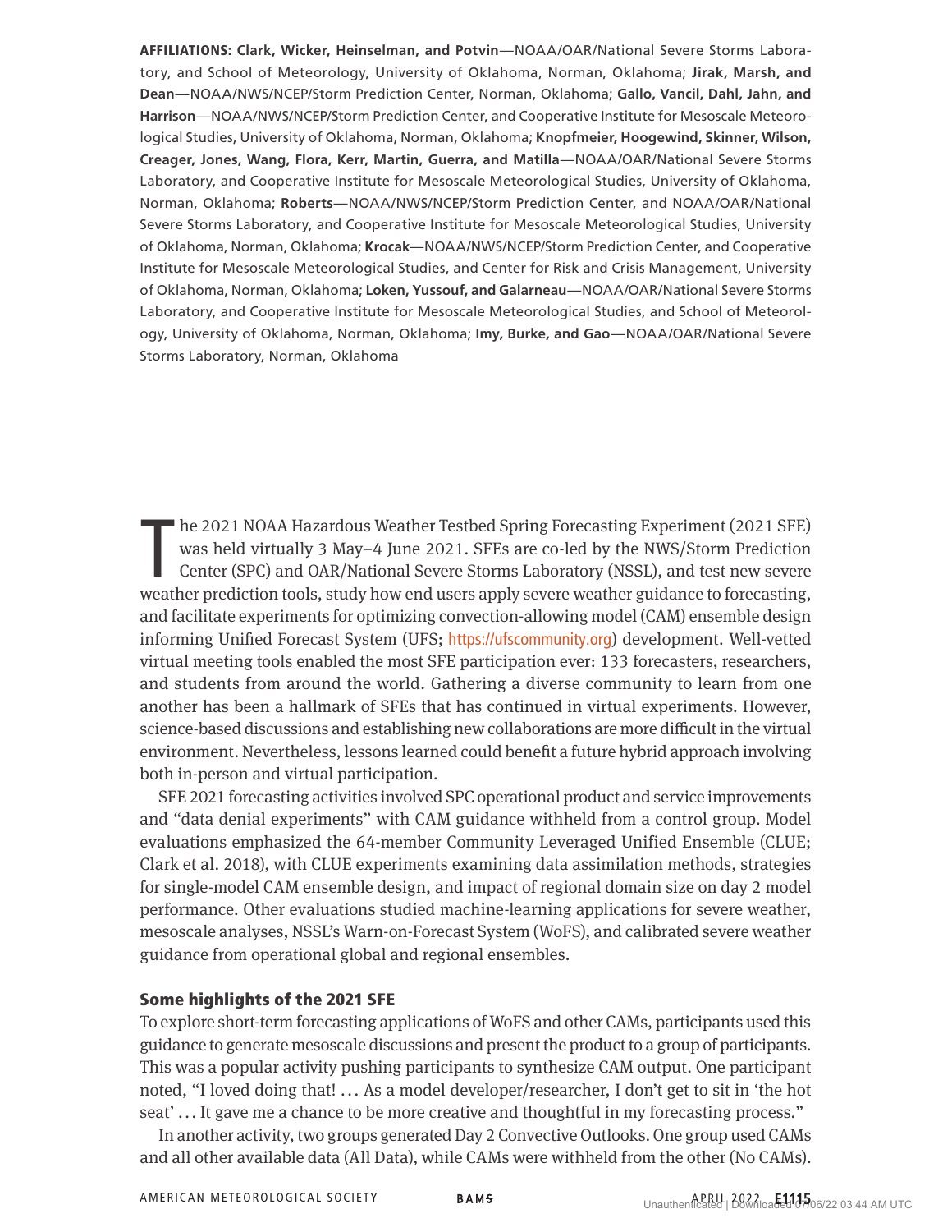**AFFILIATIONS: Clark, Wicker, Heinselman, and Potvin**—NOAA/OAR/National Severe Storms Laboratory, and School of Meteorology, University of Oklahoma, Norman, Oklahoma; **Jirak, Marsh, and Dean**—NOAA/NWS/NCEP/Storm Prediction Center, Norman, Oklahoma; **Gallo, Vancil, Dahl, Jahn, and Harrison**—NOAA/NWS/NCEP/Storm Prediction Center, and Cooperative Institute for Mesoscale Meteorological Studies, University of Oklahoma, Norman, Oklahoma; **Knopfmeier, Hoogewind, Skinner, Wilson, Creager, Jones, Wang, Flora, Kerr, Martin, Guerra, and Matilla**—NOAA/OAR/National Severe Storms Laboratory, and Cooperative Institute for Mesoscale Meteorological Studies, University of Oklahoma, Norman, Oklahoma; **Roberts**—NOAA/NWS/NCEP/Storm Prediction Center, and NOAA/OAR/National Severe Storms Laboratory, and Cooperative Institute for Mesoscale Meteorological Studies, University of Oklahoma, Norman, Oklahoma; **Krocak**—NOAA/NWS/NCEP/Storm Prediction Center, and Cooperative Institute for Mesoscale Meteorological Studies, and Center for Risk and Crisis Management, University of Oklahoma, Norman, Oklahoma; **Loken, Yussouf, and Galarneau**—NOAA/OAR/National Severe Storms Laboratory, and Cooperative Institute for Mesoscale Meteorological Studies, and School of Meteorology, University of Oklahoma, Norman, Oklahoma; **Imy, Burke, and Gao**—NOAA/OAR/National Severe Storms Laboratory, Norman, Oklahoma

The 2021 NOAA Hazardous Weather Testbed Spring Forecasting Experiment (2021 SFE) was held virtually 3 May–4 June 2021. SFEs are co-led by the NWS/Storm Prediction Center (SPC) and OAR/National Severe Storms Laboratory (NSSL), and test new severe weather prediction tools, study how end users apply severe weather guidance to forecasting, and facilitate experiments for optimizing convection-allowing model (CAM) ensemble design informing Unified Forecast System (UFS; https://ufscommunity.org) development. Well-vetted virtual meeting tools enabled the most SFE participation ever: 133 forecasters, researchers, and students from around the world. Gathering a diverse community to learn from one another has been a hallmark of SFEs that has continued in virtual experiments. However, science-based discussions and establishing new collaborations are more difficult in the virtual environment. Nevertheless, lessons learned could benefit a future hybrid approach involving both in-person and virtual participation.

SFE 2021 forecasting activities involved SPC operational product and service improvements and "data denial experiments" with CAM guidance withheld from a control group. Model evaluations emphasized the 64-member Community Leveraged Unified Ensemble (CLUE; Clark et al. 2018), with CLUE experiments examining data assimilation methods, strategies for single-model CAM ensemble design, and impact of regional domain size on day 2 model performance. Other evaluations studied machine-learning applications for severe weather, mesoscale analyses, NSSL's Warn-on-Forecast System (WoFS), and calibrated severe weather guidance from operational global and regional ensembles.

## Some highlights of the 2021 SFE

To explore short-term forecasting applications of WoFS and other CAMs, participants used this guidance to generate mesoscale discussions and present the product to a group of participants. This was a popular activity pushing participants to synthesize CAM output. One participant noted, "I loved doing that! … As a model developer/researcher, I don't get to sit in 'the hot seat' … It gave me a chance to be more creative and thoughtful in my forecasting process."

In another activity, two groups generated Day 2 Convective Outlooks. One group used CAMs and all other available data (All Data), while CAMs were withheld from the other (No CAMs).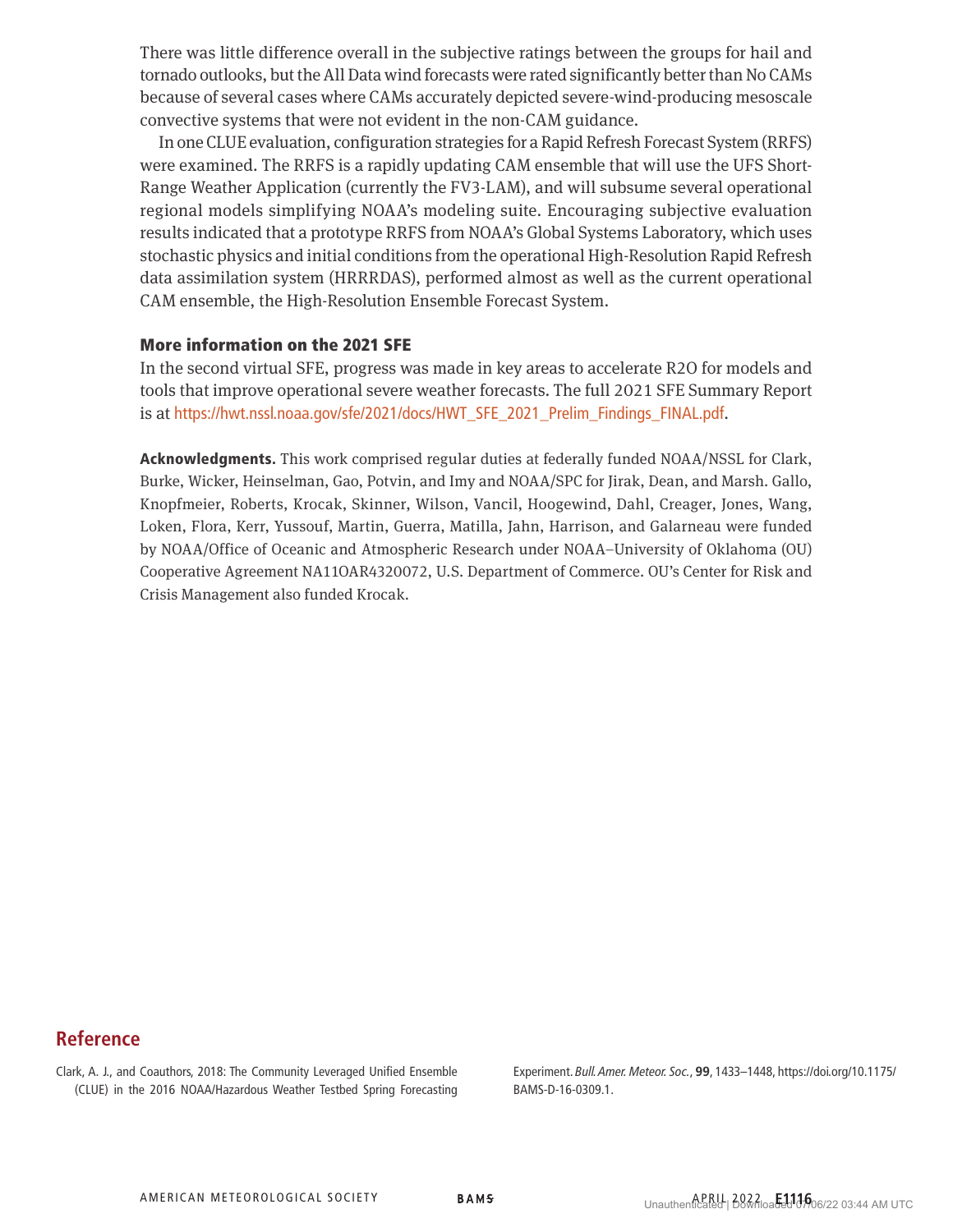There was little difference overall in the subjective ratings between the groups for hail and tornado outlooks, but the All Data wind forecasts were rated significantly better than No CAMs because of several cases where CAMs accurately depicted severe-wind-producing mesoscale convective systems that were not evident in the non-CAM guidance.

In one CLUE evaluation, configuration strategies for a Rapid Refresh Forecast System (RRFS) were examined. The RRFS is a rapidly updating CAM ensemble that will use the UFS Short-Range Weather Application (currently the FV3-LAM), and will subsume several operational regional models simplifying NOAA's modeling suite. Encouraging subjective evaluation results indicated that a prototype RRFS from NOAA's Global Systems Laboratory, which uses stochastic physics and initial conditions from the operational High-Resolution Rapid Refresh data assimilation system (HRRRDAS), performed almost as well as the current operational CAM ensemble, the High-Resolution Ensemble Forecast System.

### More information on the 2021 SFE

In the second virtual SFE, progress was made in key areas to accelerate R2O for models and tools that improve operational severe weather forecasts. The full 2021 SFE Summary Report is at https://hwt.nssl.noaa.gov/sfe/2021/docs/HWT_SFE_2021_Prelim_Findings_FINAL.pdf.

**Acknowledgments.** This work comprised regular duties at federally funded NOAA/NSSL for Clark, Burke, Wicker, Heinselman, Gao, Potvin, and Imy and NOAA/SPC for Jirak, Dean, and Marsh. Gallo, Knopfmeier, Roberts, Krocak, Skinner, Wilson, Vancil, Hoogewind, Dahl, Creager, Jones, Wang, Loken, Flora, Kerr, Yussouf, Martin, Guerra, Matilla, Jahn, Harrison, and Galarneau were funded by NOAA/Office of Oceanic and Atmospheric Research under NOAA–University of Oklahoma (OU) Cooperative Agreement NA11OAR4320072, U.S. Department of Commerce. OU's Center for Risk and Crisis Management also funded Krocak.

## Reference

Clark, A. J., and Coauthors, 2018: The Community Leveraged Unified Ensemble (CLUE) in the 2016 NOAA/Hazardous Weather Testbed Spring Forecasting Experiment. *Bull. Amer. Meteor. Soc.*, **99**, 1433–1448, https://doi.org/10.1175/BAMS-D-16-0309.1.